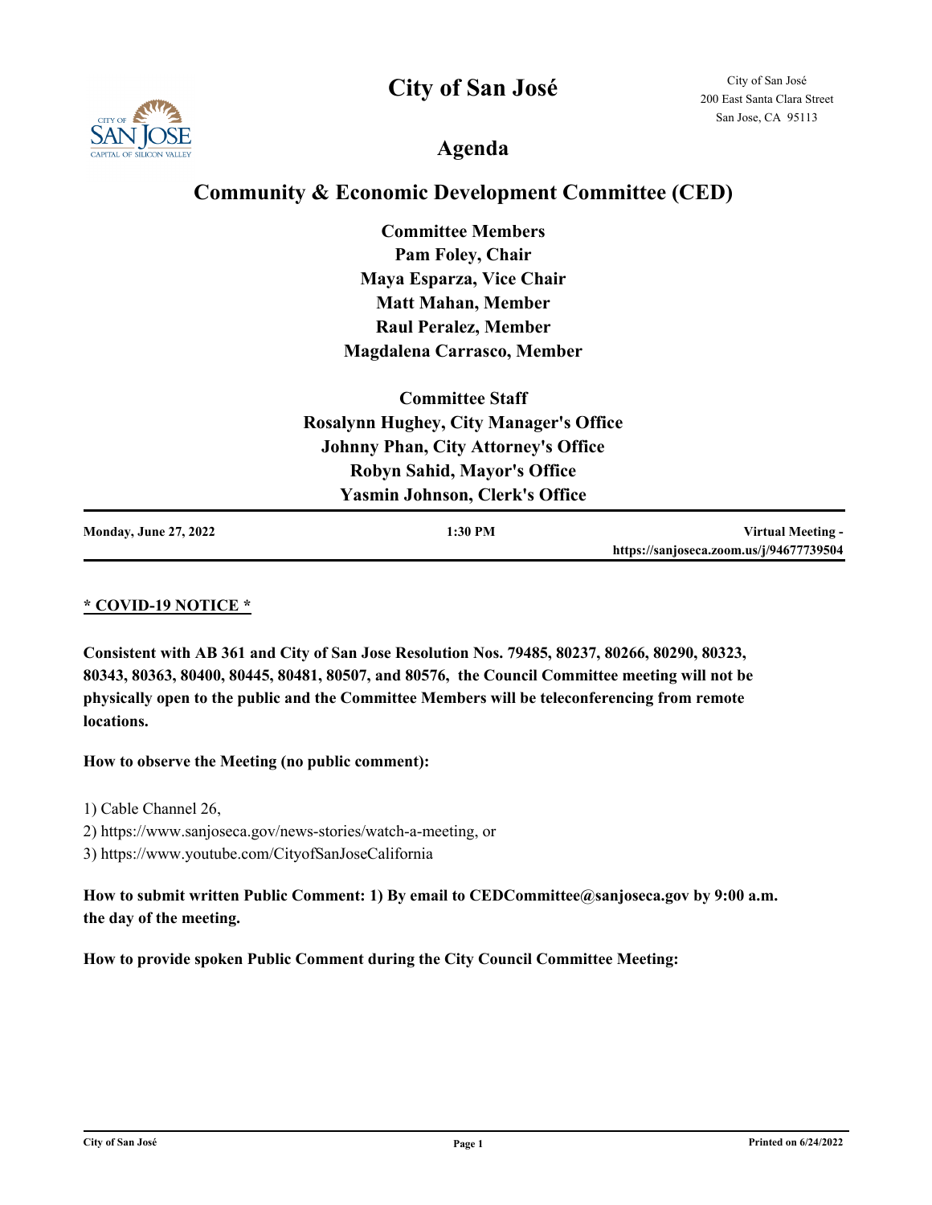# City of San José

City of San José
200 East Santa Clara Street
San Jose, CA 95113

## Agenda

## Community & Economic Development Committee (CED)

**Committee Members**
**Pam Foley, Chair**
**Maya Esparza, Vice Chair**
**Matt Mahan, Member**
**Raul Peralez, Member**
**Magdalena Carrasco, Member**

**Committee Staff**
**Rosalynn Hughey, City Manager's Office**
**Johnny Phan, City Attorney's Office**
**Robyn Sahid, Mayor's Office**
**Yasmin Johnson, Clerk's Office**

| **Monday, June 27, 2022** | **1:30 PM** | **Virtual Meeting - https://sanjoseca.zoom.us/j/94677739504** |
|---|---|---|

**\* COVID-19 NOTICE \***

**Consistent with AB 361 and City of San Jose Resolution Nos. 79485, 80237, 80266, 80290, 80323, 80343, 80363, 80400, 80445, 80481, 80507, and 80576, the Council Committee meeting will not be physically open to the public and the Committee Members will be teleconferencing from remote locations.**

**How to observe the Meeting (no public comment):**

1) Cable Channel 26,
2) https://www.sanjoseca.gov/news-stories/watch-a-meeting, or
3) https://www.youtube.com/CityofSanJoseCalifornia

**How to submit written Public Comment: 1) By email to CEDCommittee@sanjoseca.gov by 9:00 a.m. the day of the meeting.**

**How to provide spoken Public Comment during the City Council Committee Meeting:**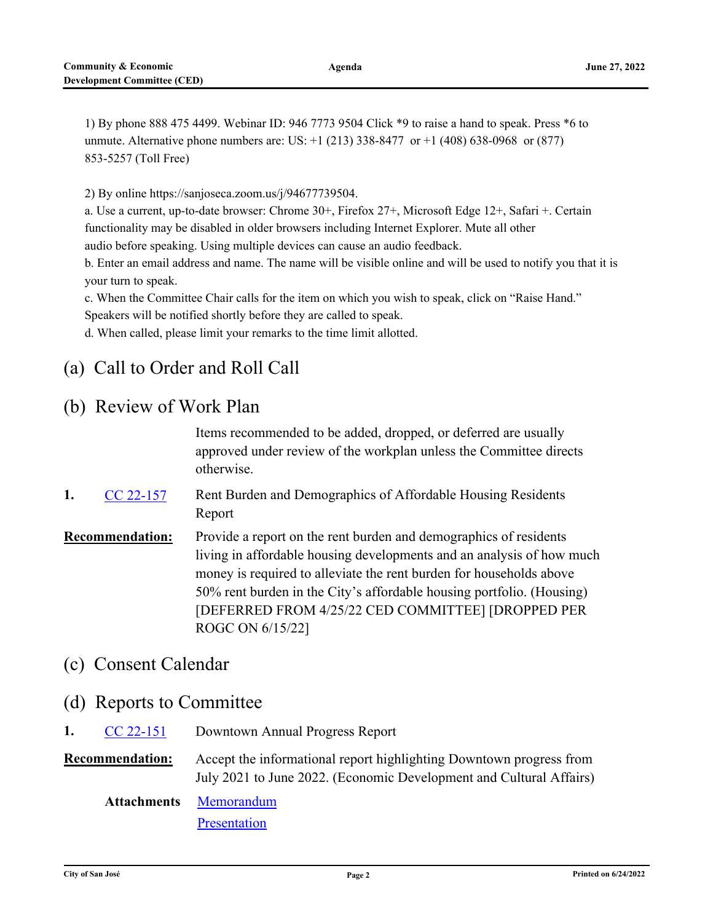1) By phone 888 475 4499. Webinar ID: 946 7773 9504 Click *9 to raise a hand to speak. Press *6 to unmute. Alternative phone numbers are: US: +1 (213) 338-8477 or +1 (408) 638-0968 or (877) 853-5257 (Toll Free)

2) By online https://sanjoseca.zoom.us/j/94677739504.

a. Use a current, up-to-date browser: Chrome 30+, Firefox 27+, Microsoft Edge 12+, Safari +. Certain functionality may be disabled in older browsers including Internet Explorer. Mute all other audio before speaking. Using multiple devices can cause an audio feedback.

b. Enter an email address and name. The name will be visible online and will be used to notify you that it is your turn to speak.

c. When the Committee Chair calls for the item on which you wish to speak, click on "Raise Hand." Speakers will be notified shortly before they are called to speak.

d. When called, please limit your remarks to the time limit allotted.

## (a) Call to Order and Roll Call

## (b) Review of Work Plan

Items recommended to be added, dropped, or deferred are usually approved under review of the workplan unless the Committee directs otherwise.

**1.** CC 22-157 Rent Burden and Demographics of Affordable Housing Residents Report

**Recommendation:** Provide a report on the rent burden and demographics of residents living in affordable housing developments and an analysis of how much money is required to alleviate the rent burden for households above 50% rent burden in the City's affordable housing portfolio. (Housing) [DEFERRED FROM 4/25/22 CED COMMITTEE] [DROPPED PER ROGC ON 6/15/22]

## (c) Consent Calendar

## (d) Reports to Committee

**1.** CC 22-151 Downtown Annual Progress Report

**Recommendation:** Accept the informational report highlighting Downtown progress from July 2021 to June 2022. (Economic Development and Cultural Affairs)

**Attachments** Memorandum
Presentation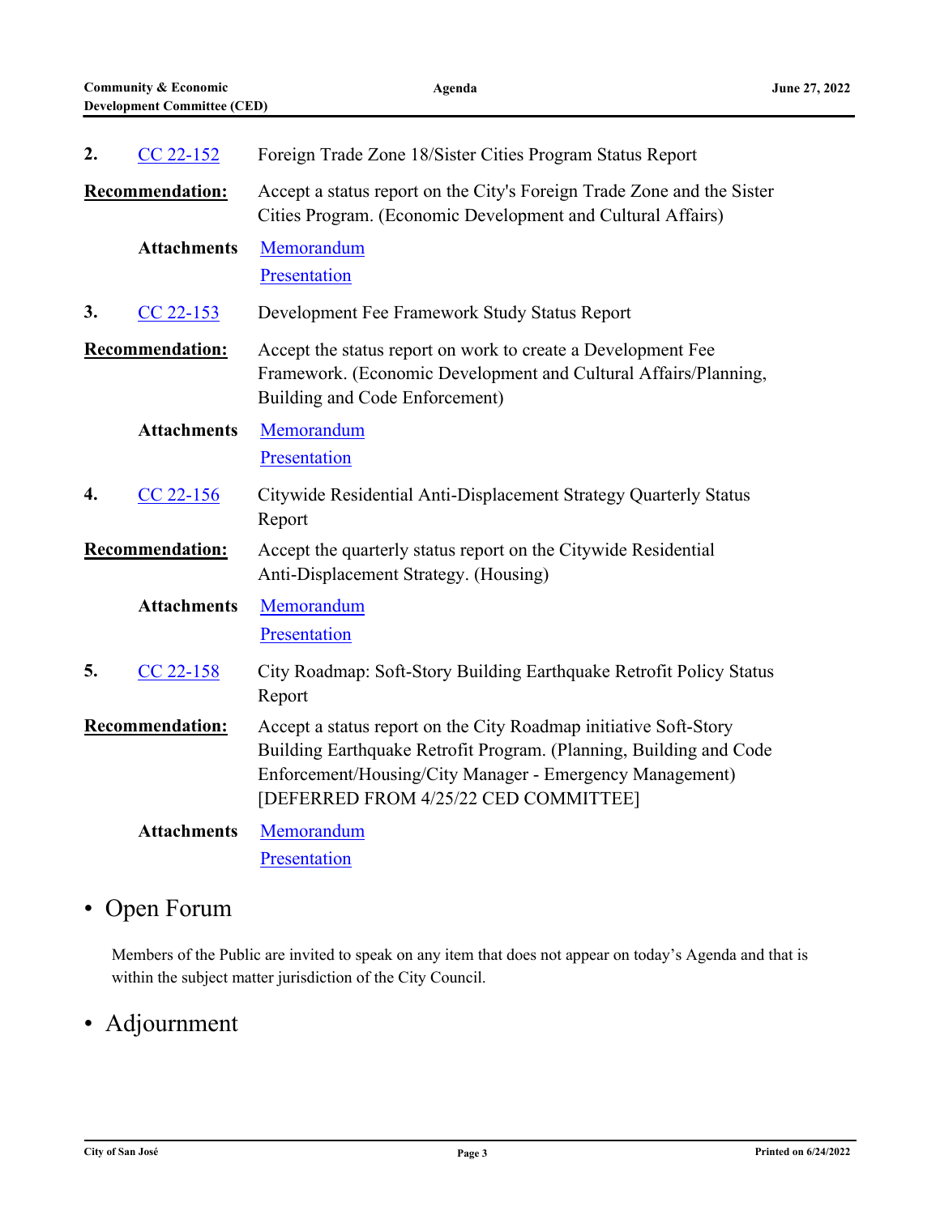**2.** [CC 22-152] Foreign Trade Zone 18/Sister Cities Program Status Report

**Recommendation:** Accept a status report on the City's Foreign Trade Zone and the Sister Cities Program. (Economic Development and Cultural Affairs)

**Attachments** Memorandum
Presentation

**3.** [CC 22-153] Development Fee Framework Study Status Report

**Recommendation:** Accept the status report on work to create a Development Fee Framework. (Economic Development and Cultural Affairs/Planning, Building and Code Enforcement)

**Attachments** Memorandum
Presentation

**4.** [CC 22-156] Citywide Residential Anti-Displacement Strategy Quarterly Status Report

**Recommendation:** Accept the quarterly status report on the Citywide Residential Anti-Displacement Strategy. (Housing)

**Attachments** Memorandum
Presentation

**5.** [CC 22-158] City Roadmap: Soft-Story Building Earthquake Retrofit Policy Status Report

**Recommendation:** Accept a status report on the City Roadmap initiative Soft-Story Building Earthquake Retrofit Program. (Planning, Building and Code Enforcement/Housing/City Manager - Emergency Management) [DEFERRED FROM 4/25/22 CED COMMITTEE]

**Attachments** Memorandum
Presentation

## • Open Forum

Members of the Public are invited to speak on any item that does not appear on today's Agenda and that is within the subject matter jurisdiction of the City Council.

## • Adjournment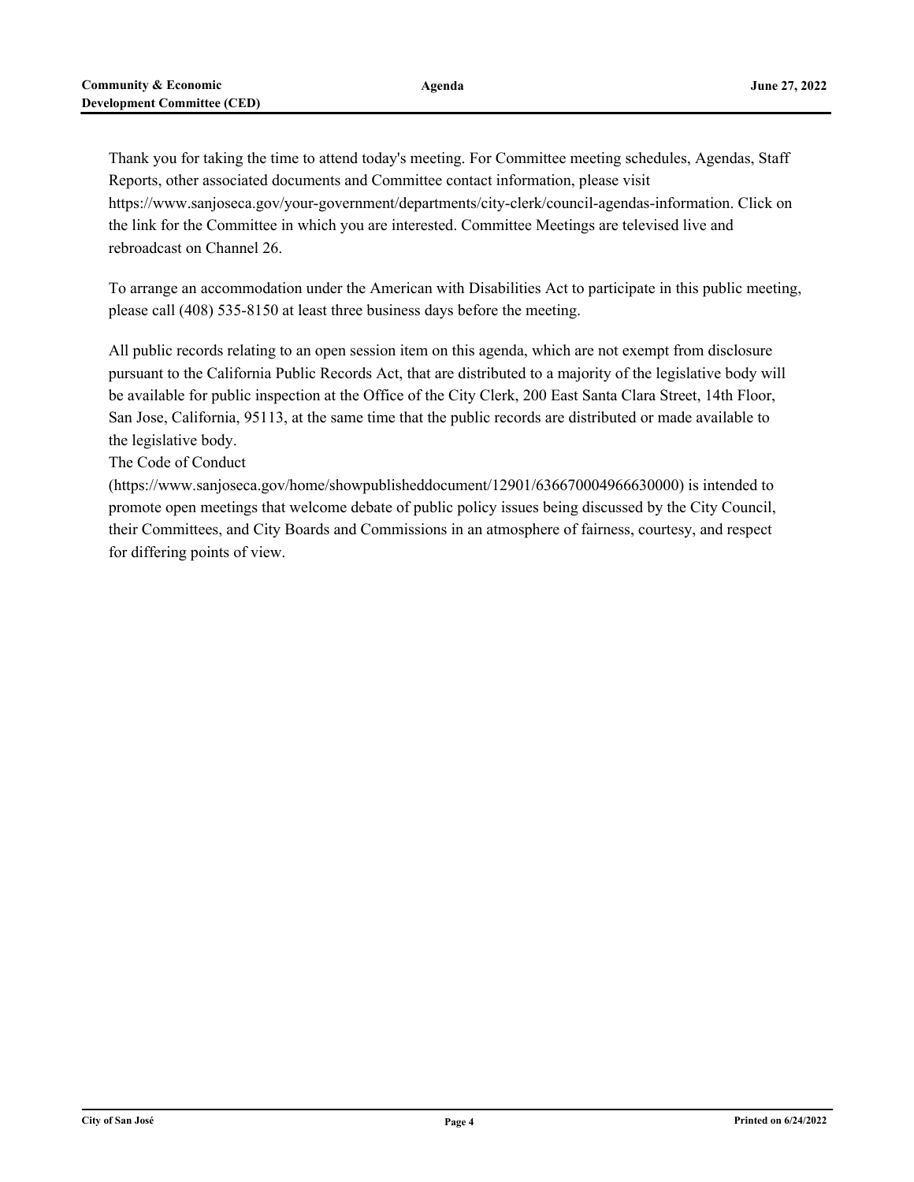Thank you for taking the time to attend today's meeting. For Committee meeting schedules, Agendas, Staff Reports, other associated documents and Committee contact information, please visit https://www.sanjoseca.gov/your-government/departments/city-clerk/council-agendas-information. Click on the link for the Committee in which you are interested. Committee Meetings are televised live and rebroadcast on Channel 26.

To arrange an accommodation under the American with Disabilities Act to participate in this public meeting, please call (408) 535-8150 at least three business days before the meeting.

All public records relating to an open session item on this agenda, which are not exempt from disclosure pursuant to the California Public Records Act, that are distributed to a majority of the legislative body will be available for public inspection at the Office of the City Clerk, 200 East Santa Clara Street, 14th Floor, San Jose, California, 95113, at the same time that the public records are distributed or made available to the legislative body.
The Code of Conduct (https://www.sanjoseca.gov/home/showpublisheddocument/12901/636670004966630000) is intended to promote open meetings that welcome debate of public policy issues being discussed by the City Council, their Committees, and City Boards and Commissions in an atmosphere of fairness, courtesy, and respect for differing points of view.